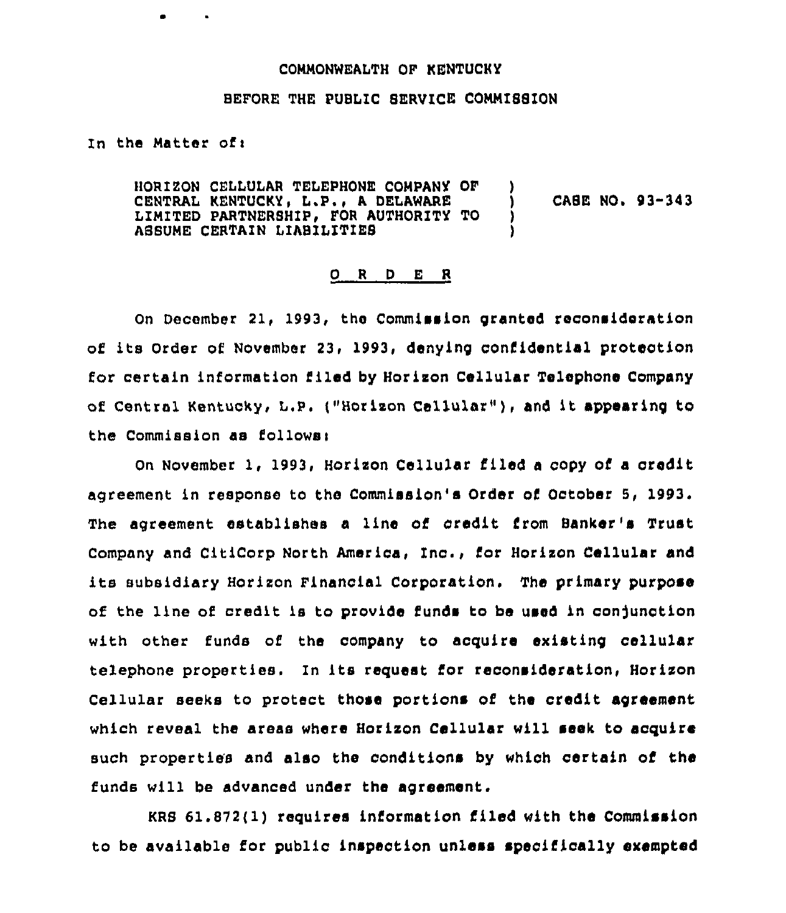COMMONWEALTH OF KENTUCKY

BEFORE THE PUBLIC SERVICE COMMISSION

In the Matter of:

HORIZON CELLULAR TELEPHONE COMPANY OF CENTRAL KENTUCKY, L.P., A DELAWARE LIMITED PARTNERSHIP, FOR AUTHORITY TO ASSUME CERTAIN LIABILITIES ) CASE NO. 93-343

O R D E R

On December 21, 1993, the Commission granted reconsideration of its Order of November 23, 1993, denying confidential protection for certain information filed by Horizon Cellular Telephone Company of Central Kentucky, L.P. ("Horizon Cellular"), and it appearing to the Commission as follows:

On November 1, 1993, Horizon Cellular filed a copy of a credit agreement in response to the Commission's Order of October 5, 1993. The agreement establishes a line of credit from Banker's Trust Company and CitiCorp North America, Inc., for Horizon Cellular and its subsidiary Horizon Financial Corporation. The primary purpose of the line of credit is to provide funds to be used in conjunction with other funds of the company to acquire existing cellular telephone properties. In its request for reconsideration, Horizon Cellular seeks to protect those portions of the credit agreement which reveal the areas where Horizon Cellular will seek to acquire such properties and also the conditions by which certain of the funds will be advanced under the agreement.

KRS 61.872(1) requires information filed with the Commission to be available for public inspection unless specifically exempted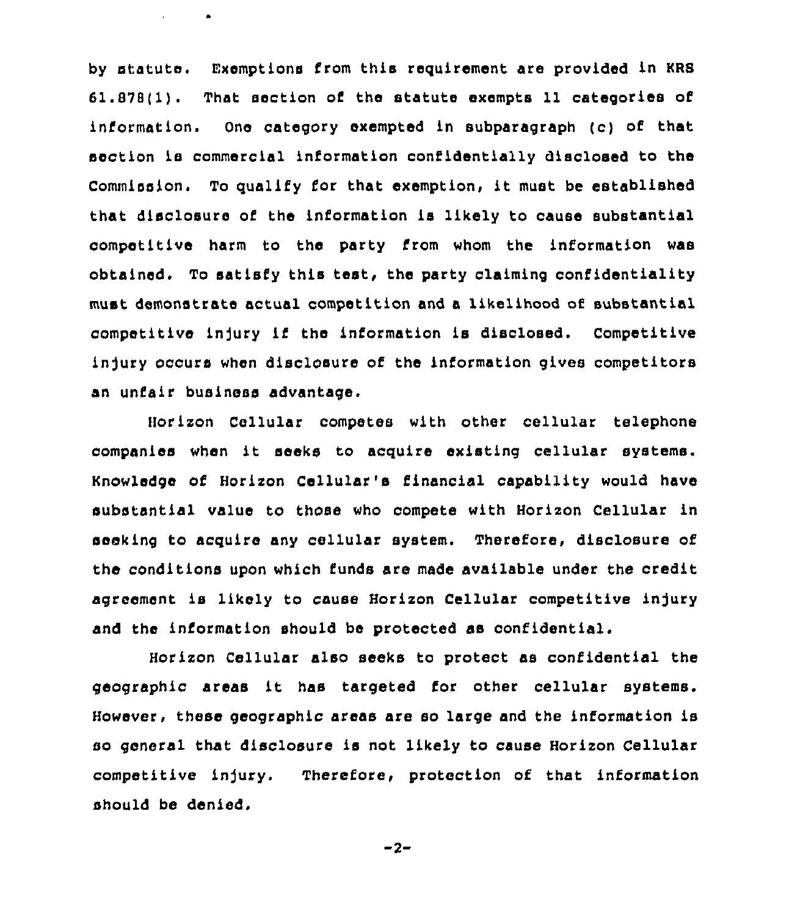by statute. Exemptions from this requirement are provided in KRS 61.878(1). That section of the statute exempts 11 categories of information. One category exempted in subparagraph (c) of that section is commercial information confidentially disclosed to the Commission. To qualify for that exemption, it must be established that disclosure of the information is likely to cause substantial competitive harm to the party from whom the information was obtained. To satisfy this test, the party claiming confidentiality must demonstrate actual competition and a likelihood of substantial competitive injury if the information is disclosed. Competitive injury occurs when disclosure of the information gives competitors an unfair business advantage.

Horizon Cellular competes with other cellular telephone companies when it seeks to acquire existing cellular systems. Knowledge of Horizon Cellular's financial capability would have substantial value to those who compete with Horizon Cellular in seeking to acquire any cellular system. Therefore, disclosure of the conditions upon which funds are made available under the credit agreement is likely to cause Horizon Cellular competitive injury and the information should be protected as confidential.

Horizon Cellular also seeks to protect as confidential the geographic areas it has targeted for other cellular systems. However, these geographic areas are so large and the information is so general that disclosure is not likely to cause Horizon Cellular competitive injury. Therefore, protection of that information should be denied.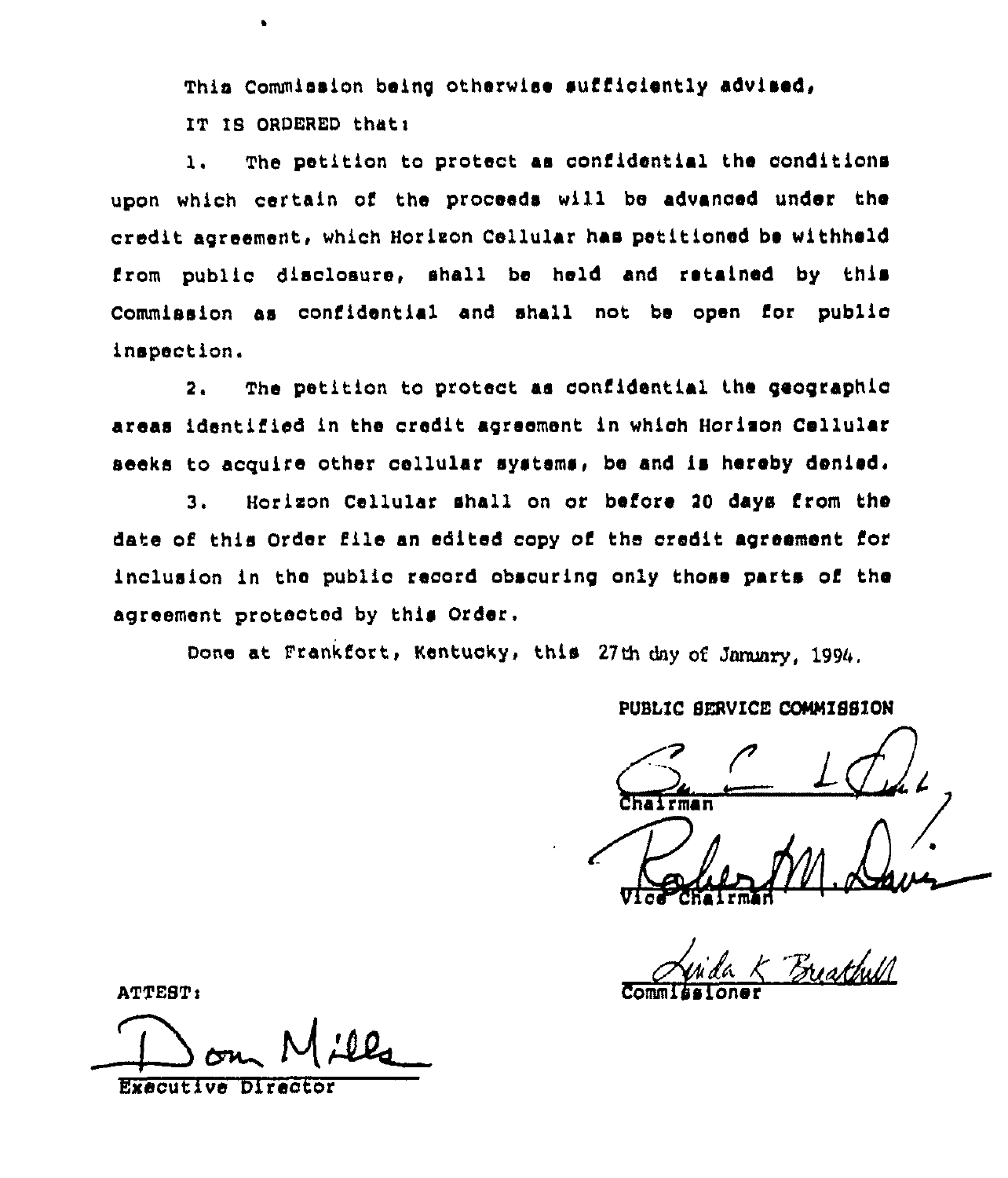This Commission being otherwise sufficiently advised,

IT IS ORDERED that:

1. The petition to protect as confidential the conditions upon which certain of the proceeds will be advanced under the credit agreement, which Horizon Cellular has petitioned be withheld from public disclosure, shall be held and retained by this Commission as confidential and shall not be open for public inspection.

2. The petition to protect as confidential the geographic areas identified in the credit agreement in which Horizon Cellular seeks to acquire other cellular systems, be and is hereby denied.

3. Horizon Cellular shall on or before 20 days from the date of this Order file an edited copy of the credit agreement for inclusion in the public record obscuring only those parts of the agreement protected by this Order.

Done at Frankfort, Kentucky, this 27th day of January, 1994.

PUBLIC SERVICE COMMISSION

Chairman

Vice Chairman

Commissioner

ATTEST:

Executive Director